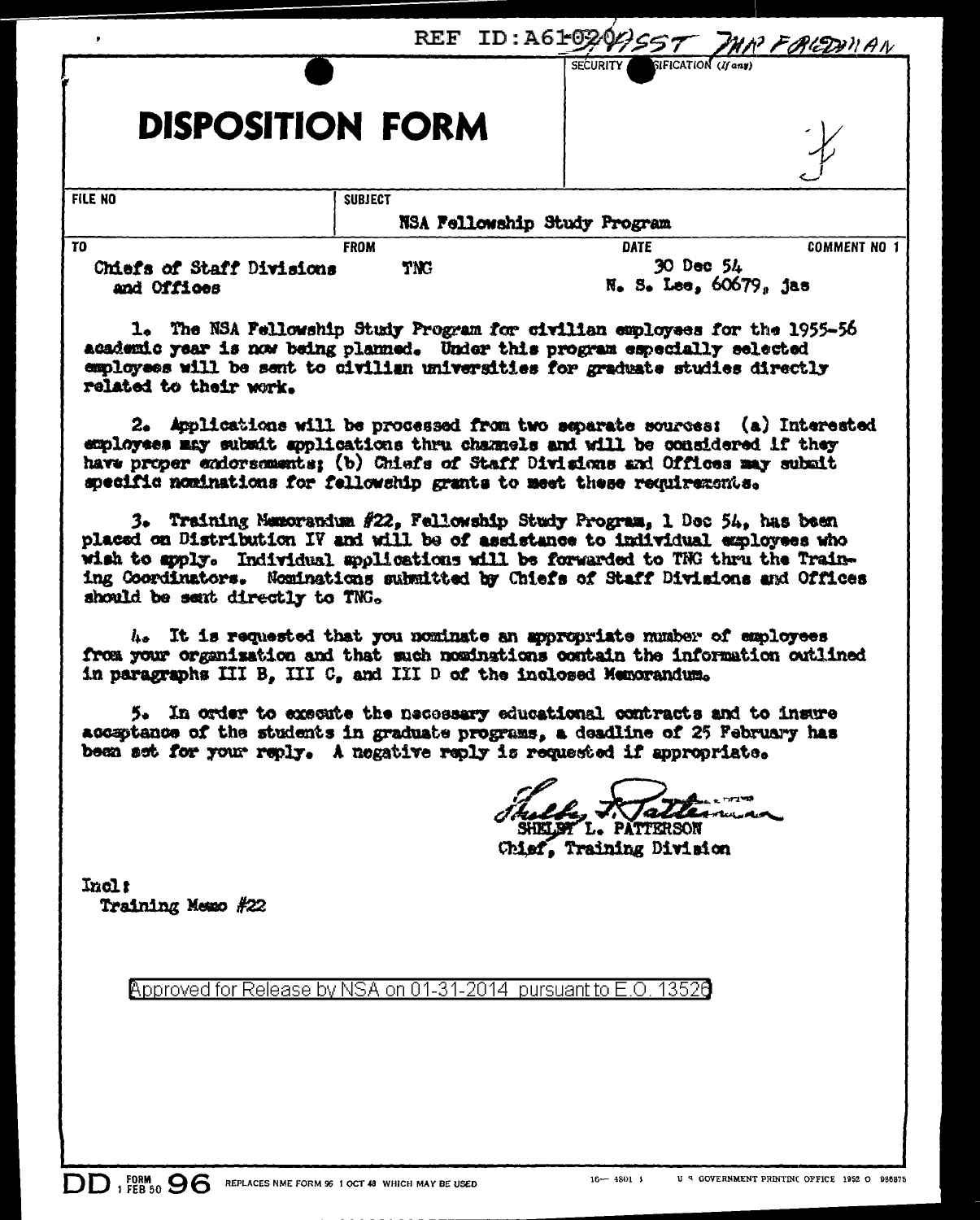REF ID:A61020 ASST THE FRIEDMAN

SECURITY CLASSIFICATION (If any)

# DISPOSITION FORM

| FILE NO | SUBJECT | | |
|---|---|---|---|
| | NSA Fellowship Study Program | | |
| **TO** | **FROM** | **DATE** | **COMMENT NO 1** |
| Chiefs of Staff Divisions and Offices | TNG | 30 Dec 54<br>N. S. Lee, 60679, jas | |

1. The NSA Fellowship Study Program for civilian employees for the 1955-56 academic year is now being planned. Under this program especially selected employees will be sent to civilian universities for graduate studies directly related to their work.

2. Applications will be processed from two separate sources: (a) Interested employees may submit applications thru channels and will be considered if they have proper endorsements; (b) Chiefs of Staff Divisions and Offices may submit specific nominations for fellowship grants to meet these requirements.

3. Training Memorandum #22, Fellowship Study Program, 1 Dec 54, has been placed on Distribution IV and will be of assistance to individual employees who wish to apply. Individual applications will be forwarded to TNG thru the Training Coordinators. Nominations submitted by Chiefs of Staff Divisions and Offices should be sent directly to TNG.

4. It is requested that you nominate an appropriate number of employees from your organization and that such nominations contain the information outlined in paragraphs III B, III C, and III D of the inclosed Memorandum.

5. In order to execute the necessary educational contracts and to insure acceptance of the students in graduate programs, a deadline of 25 February has been set for your reply. A negative reply is requested if appropriate.

SHELBY L. PATTERSON
Chief, Training Division

Incl:
Training Memo #22

Approved for Release by NSA on 01-31-2014 pursuant to E.O. 13526

DD 1 FEB 50 FORM 96 REPLACES NME FORM 96 1 OCT 48 WHICH MAY BE USED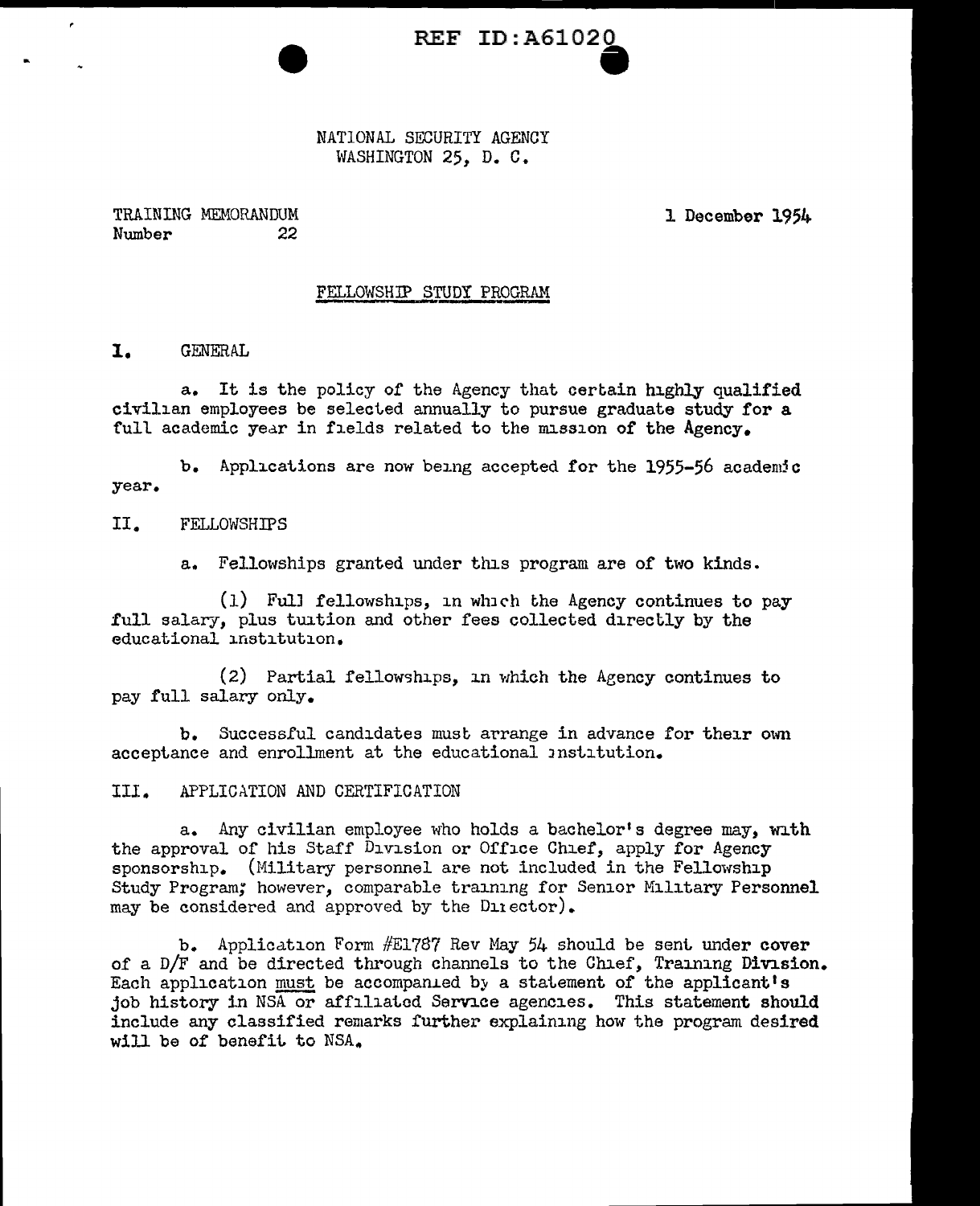REF ID:A61020

NATIONAL SECURITY AGENCY
WASHINGTON 25, D. C.

TRAINING MEMORANDUM
Number 22

1 December 1954

## FELLOWSHIP STUDY PROGRAM

## I. GENERAL

a. It is the policy of the Agency that certain highly qualified civilian employees be selected annually to pursue graduate study for a full academic year in fields related to the mission of the Agency.

b. Applications are now being accepted for the 1955-56 academic year.

## II. FELLOWSHIPS

a. Fellowships granted under this program are of two kinds.

(1) Full fellowships, in which the Agency continues to pay full salary, plus tuition and other fees collected directly by the educational institution.

(2) Partial fellowships, in which the Agency continues to pay full salary only.

b. Successful candidates must arrange in advance for their own acceptance and enrollment at the educational institution.

## III. APPLICATION AND CERTIFICATION

a. Any civilian employee who holds a bachelor's degree may, with the approval of his Staff Division or Office Chief, apply for Agency sponsorship. (Military personnel are not included in the Fellowship Study Program; however, comparable training for Senior Military Personnel may be considered and approved by the Director).

b. Application Form #E1787 Rev May 54 should be sent under cover of a D/F and be directed through channels to the Chief, Training Division. Each application must be accompanied by a statement of the applicant's job history in NSA or affiliated Service agencies. This statement should include any classified remarks further explaining how the program desired will be of benefit to NSA.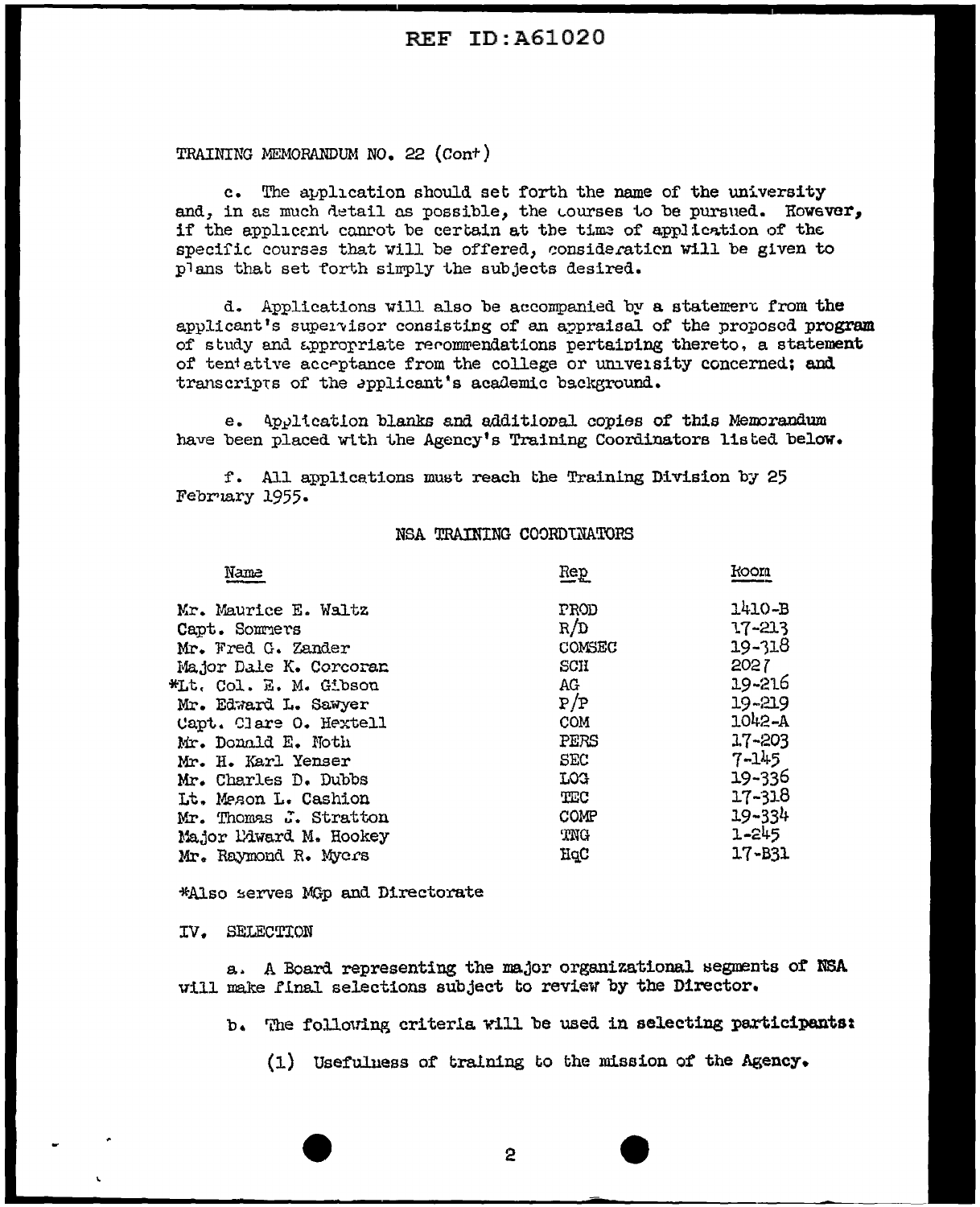TRAINING MEMORANDUM NO. 22 (Cont)

c. The application should set forth the name of the university and, in as much detail as possible, the courses to be pursued. However, if the applicant cannot be certain at the time of application of the specific courses that will be offered, consideration will be given to plans that set forth simply the subjects desired.

d. Applications will also be accompanied by a statement from the applicant's supervisor consisting of an appraisal of the proposed program of study and appropriate recommendations pertaining thereto, a statement of tentative acceptance from the college or university concerned; and transcripts of the applicant's academic background.

e. Application blanks and additional copies of this Memorandum have been placed with the Agency's Training Coordinators listed below.

f. All applications must reach the Training Division by 25 February 1955.

NSA TRAINING COORDINATORS

| Name | Rep | Room |
|---|---|---|
| Mr. Maurice E. Waltz | PROD | 1410-B |
| Capt. Sommers | R/D | 17-213 |
| Mr. Fred G. Zander | COMSEC | 19-318 |
| Major Dale K. Corcoran | SCH | 2027 |
| *Lt. Col. E. M. Gibson | AG | 19-216 |
| Mr. Edward L. Sawyer | P/P | 19-219 |
| Capt. Clare O. Hextell | COM | 1042-A |
| Mr. Donald E. Noth | PERS | 17-203 |
| Mr. H. Karl Yenser | SEC | 7-145 |
| Mr. Charles D. Dubbs | LOG | 19-336 |
| Lt. Mason L. Cashion | TEC | 17-318 |
| Mr. Thomas J. Stratton | COMP | 19-334 |
| Major Edward M. Hookey | TNG | 1-245 |
| Mr. Raymond R. Myers | HqC | 17-B31 |

*Also serves MGp and Directorate

IV. SELECTION

a. A Board representing the major organizational segments of NSA will make final selections subject to review by the Director.

b. The following criteria will be used in selecting participants:

(1) Usefulness of training to the mission of the Agency.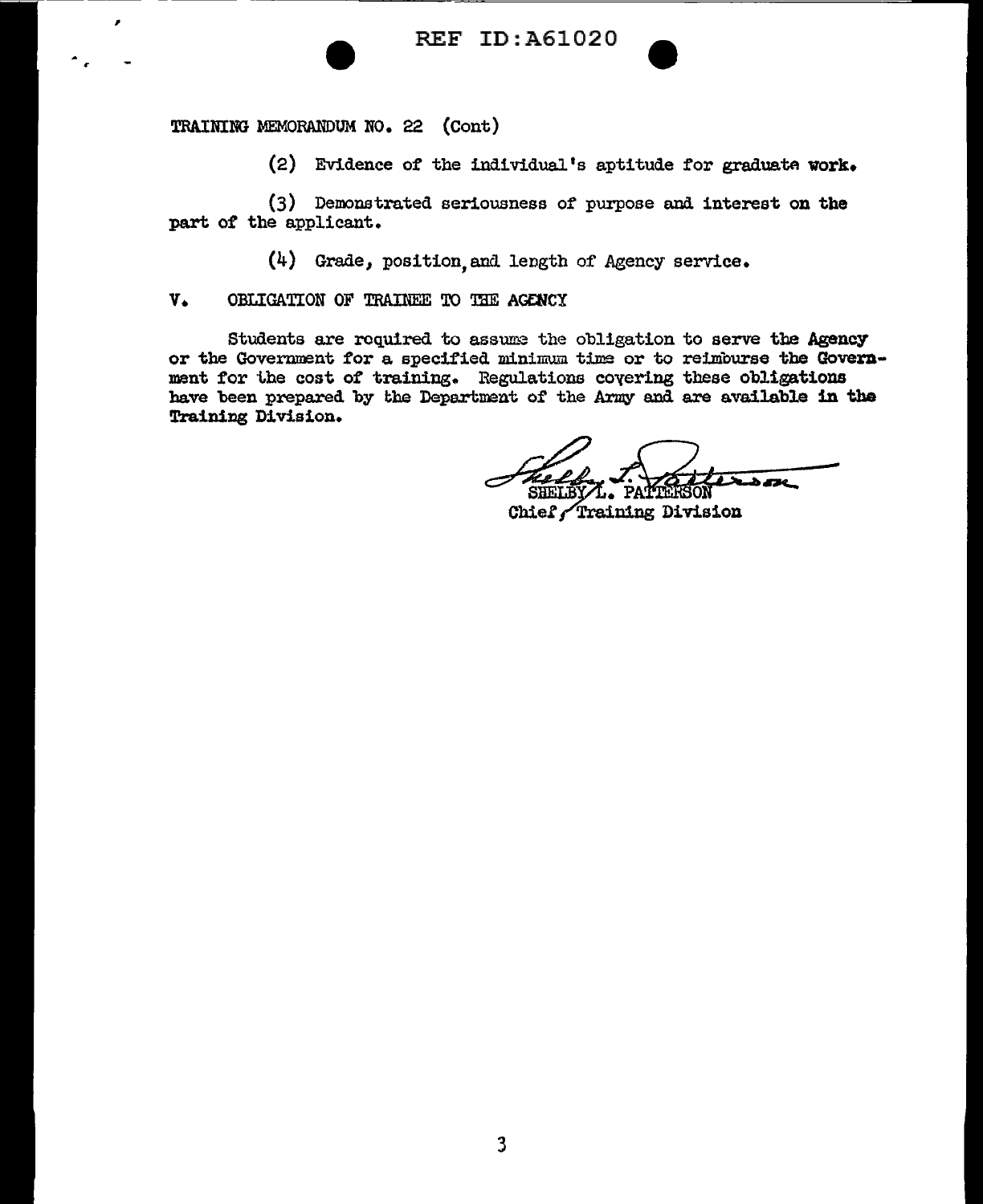TRAINING MEMORANDUM NO. 22 (Cont)

(2) Evidence of the individual's aptitude for graduate work.

(3) Demonstrated seriousness of purpose and interest on the part of the applicant.

(4) Grade, position, and length of Agency service.

## V. OBLIGATION OF TRAINEE TO THE AGENCY

Students are required to assume the obligation to serve the Agency or the Government for a specified minimum time or to reimburse the Government for the cost of training. Regulations covering these obligations have been prepared by the Department of the Army and are available in the Training Division.

SHELBY L. PATTERSON
Chief, Training Division